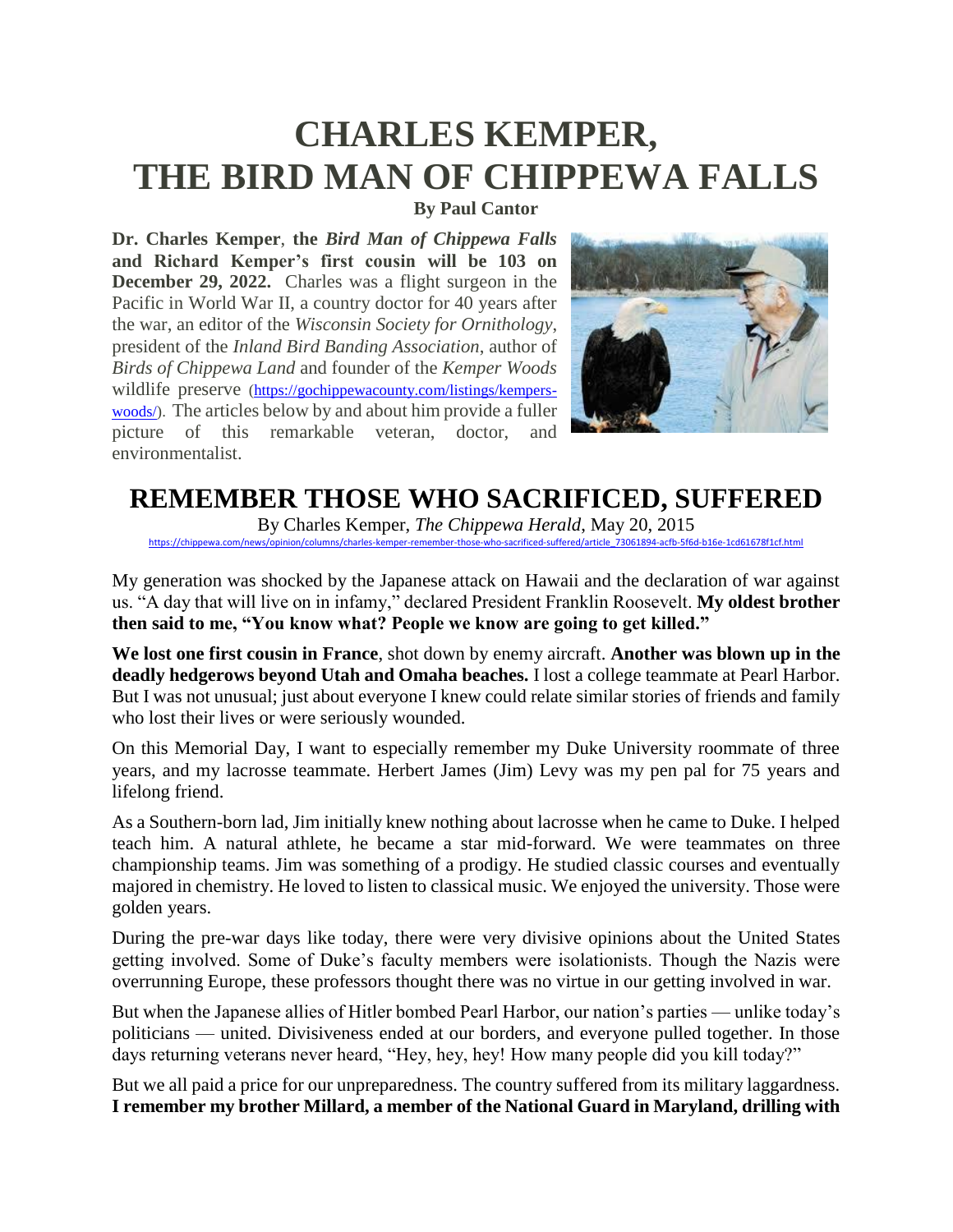# CHARLES KEMPER, THE BIRD MAN OF CHIPPEWA FALLS

**By Paul Cantor**

**Dr. Charles Kemper**, **the *Bird Man of Chippewa Falls* and Richard Kemper's first cousin will be 103 on December 29, 2022.** Charles was a flight surgeon in the Pacific in World War II, a country doctor for 40 years after the war, an editor of the *Wisconsin Society for Ornithology*, president of the *Inland Bird Banding Association*, author of *Birds of Chippewa Land* and founder of the *Kemper Woods* wildlife preserve (https://gochippewacounty.com/listings/kempers-woods/). The articles below by and about him provide a fuller picture of this remarkable veteran, doctor, and environmentalist.

## REMEMBER THOSE WHO SACRIFICED, SUFFERED

By Charles Kemper, *The Chippewa Herald*, May 20, 2015

https://chippewa.com/news/opinion/columns/charles-kemper-remember-those-who-sacrificed-suffered/article_73061894-acfb-5f6d-b16e-1cd61678f1cf.html

My generation was shocked by the Japanese attack on Hawaii and the declaration of war against us. "A day that will live on in infamy," declared President Franklin Roosevelt. **My oldest brother then said to me, "You know what? People we know are going to get killed."**

**We lost one first cousin in France**, shot down by enemy aircraft. **Another was blown up in the deadly hedgerows beyond Utah and Omaha beaches.** I lost a college teammate at Pearl Harbor. But I was not unusual; just about everyone I knew could relate similar stories of friends and family who lost their lives or were seriously wounded.

On this Memorial Day, I want to especially remember my Duke University roommate of three years, and my lacrosse teammate. Herbert James (Jim) Levy was my pen pal for 75 years and lifelong friend.

As a Southern-born lad, Jim initially knew nothing about lacrosse when he came to Duke. I helped teach him. A natural athlete, he became a star mid-forward. We were teammates on three championship teams. Jim was something of a prodigy. He studied classic courses and eventually majored in chemistry. He loved to listen to classical music. We enjoyed the university. Those were golden years.

During the pre-war days like today, there were very divisive opinions about the United States getting involved. Some of Duke's faculty members were isolationists. Though the Nazis were overrunning Europe, these professors thought there was no virtue in our getting involved in war.

But when the Japanese allies of Hitler bombed Pearl Harbor, our nation's parties — unlike today's politicians — united. Divisiveness ended at our borders, and everyone pulled together. In those days returning veterans never heard, "Hey, hey, hey! How many people did you kill today?"

But we all paid a price for our unpreparedness. The country suffered from its military laggardness. **I remember my brother Millard, a member of the National Guard in Maryland, drilling with**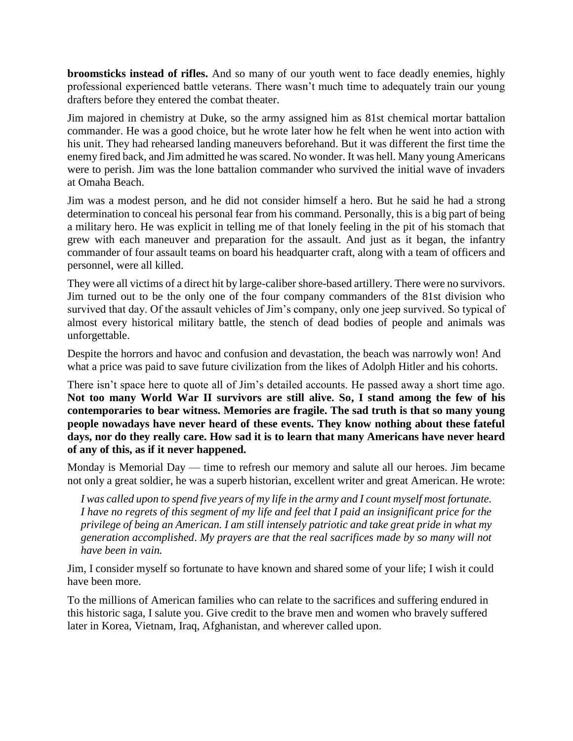**broomsticks instead of rifles.** And so many of our youth went to face deadly enemies, highly professional experienced battle veterans. There wasn't much time to adequately train our young drafters before they entered the combat theater.

Jim majored in chemistry at Duke, so the army assigned him as 81st chemical mortar battalion commander. He was a good choice, but he wrote later how he felt when he went into action with his unit. They had rehearsed landing maneuvers beforehand. But it was different the first time the enemy fired back, and Jim admitted he was scared. No wonder. It was hell. Many young Americans were to perish. Jim was the lone battalion commander who survived the initial wave of invaders at Omaha Beach.

Jim was a modest person, and he did not consider himself a hero. But he said he had a strong determination to conceal his personal fear from his command. Personally, this is a big part of being a military hero. He was explicit in telling me of that lonely feeling in the pit of his stomach that grew with each maneuver and preparation for the assault. And just as it began, the infantry commander of four assault teams on board his headquarter craft, along with a team of officers and personnel, were all killed.

They were all victims of a direct hit by large-caliber shore-based artillery. There were no survivors. Jim turned out to be the only one of the four company commanders of the 81st division who survived that day. Of the assault vehicles of Jim's company, only one jeep survived. So typical of almost every historical military battle, the stench of dead bodies of people and animals was unforgettable.

Despite the horrors and havoc and confusion and devastation, the beach was narrowly won! And what a price was paid to save future civilization from the likes of Adolph Hitler and his cohorts.

There isn't space here to quote all of Jim's detailed accounts. He passed away a short time ago. **Not too many World War II survivors are still alive. So, I stand among the few of his contemporaries to bear witness. Memories are fragile. The sad truth is that so many young people nowadays have never heard of these events. They know nothing about these fateful days, nor do they really care. How sad it is to learn that many Americans have never heard of any of this, as if it never happened.**

Monday is Memorial Day — time to refresh our memory and salute all our heroes. Jim became not only a great soldier, he was a superb historian, excellent writer and great American. He wrote:

> *I was called upon to spend five years of my life in the army and I count myself most fortunate. I have no regrets of this segment of my life and feel that I paid an insignificant price for the privilege of being an American. I am still intensely patriotic and take great pride in what my generation accomplished. My prayers are that the real sacrifices made by so many will not have been in vain.*

Jim, I consider myself so fortunate to have known and shared some of your life; I wish it could have been more.

To the millions of American families who can relate to the sacrifices and suffering endured in this historic saga, I salute you. Give credit to the brave men and women who bravely suffered later in Korea, Vietnam, Iraq, Afghanistan, and wherever called upon.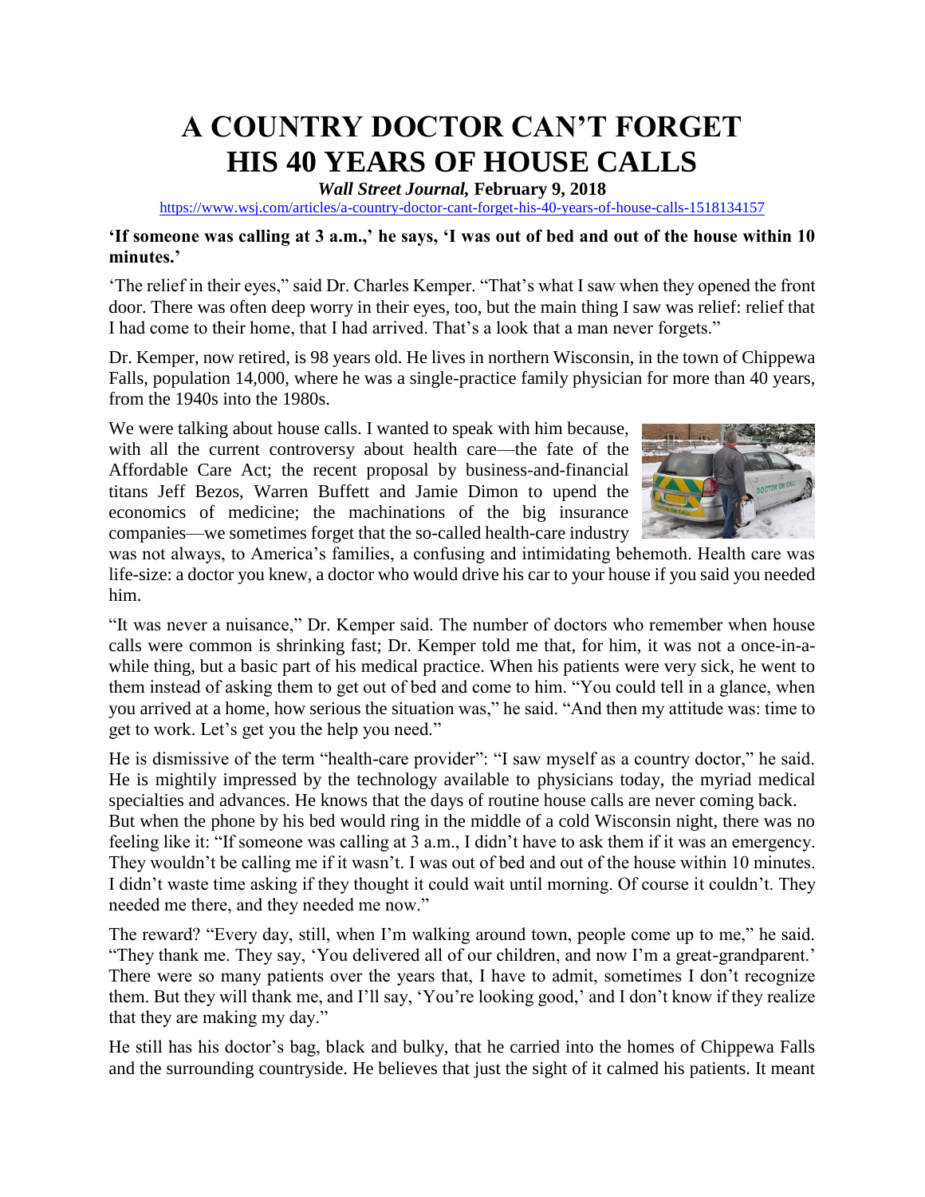# A COUNTRY DOCTOR CAN'T FORGET HIS 40 YEARS OF HOUSE CALLS

***Wall Street Journal,*** **February 9, 2018**

https://www.wsj.com/articles/a-country-doctor-cant-forget-his-40-years-of-house-calls-1518134157

**'If someone was calling at 3 a.m.,' he says, 'I was out of bed and out of the house within 10 minutes.'**

'The relief in their eyes," said Dr. Charles Kemper. "That's what I saw when they opened the front door. There was often deep worry in their eyes, too, but the main thing I saw was relief: relief that I had come to their home, that I had arrived. That's a look that a man never forgets."

Dr. Kemper, now retired, is 98 years old. He lives in northern Wisconsin, in the town of Chippewa Falls, population 14,000, where he was a single-practice family physician for more than 40 years, from the 1940s into the 1980s.

We were talking about house calls. I wanted to speak with him because, with all the current controversy about health care—the fate of the Affordable Care Act; the recent proposal by business-and-financial titans Jeff Bezos, Warren Buffett and Jamie Dimon to upend the economics of medicine; the machinations of the big insurance companies—we sometimes forget that the so-called health-care industry was not always, to America's families, a confusing and intimidating behemoth. Health care was life-size: a doctor you knew, a doctor who would drive his car to your house if you said you needed him.

"It was never a nuisance," Dr. Kemper said. The number of doctors who remember when house calls were common is shrinking fast; Dr. Kemper told me that, for him, it was not a once-in-a-while thing, but a basic part of his medical practice. When his patients were very sick, he went to them instead of asking them to get out of bed and come to him. "You could tell in a glance, when you arrived at a home, how serious the situation was," he said. "And then my attitude was: time to get to work. Let's get you the help you need."

He is dismissive of the term "health-care provider": "I saw myself as a country doctor," he said. He is mightily impressed by the technology available to physicians today, the myriad medical specialties and advances. He knows that the days of routine house calls are never coming back.

But when the phone by his bed would ring in the middle of a cold Wisconsin night, there was no feeling like it: "If someone was calling at 3 a.m., I didn't have to ask them if it was an emergency. They wouldn't be calling me if it wasn't. I was out of bed and out of the house within 10 minutes. I didn't waste time asking if they thought it could wait until morning. Of course it couldn't. They needed me there, and they needed me now."

The reward? "Every day, still, when I'm walking around town, people come up to me," he said. "They thank me. They say, 'You delivered all of our children, and now I'm a great-grandparent.' There were so many patients over the years that, I have to admit, sometimes I don't recognize them. But they will thank me, and I'll say, 'You're looking good,' and I don't know if they realize that they are making my day."

He still has his doctor's bag, black and bulky, that he carried into the homes of Chippewa Falls and the surrounding countryside. He believes that just the sight of it calmed his patients. It meant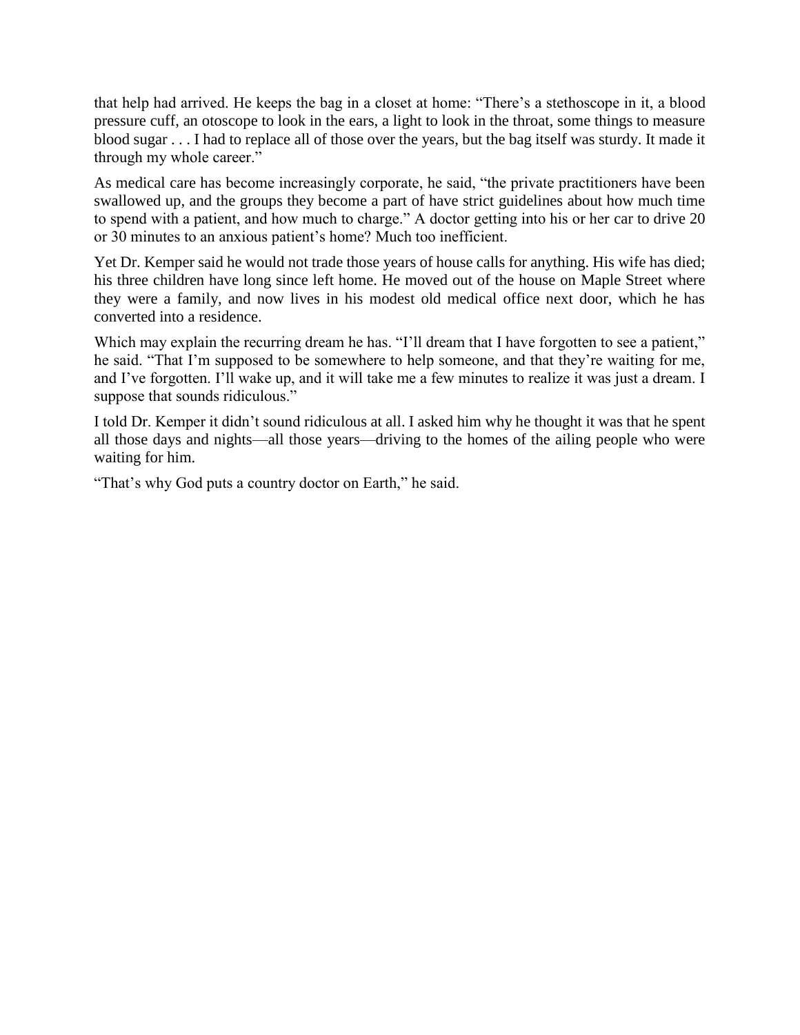that help had arrived. He keeps the bag in a closet at home: "There's a stethoscope in it, a blood pressure cuff, an otoscope to look in the ears, a light to look in the throat, some things to measure blood sugar . . . I had to replace all of those over the years, but the bag itself was sturdy. It made it through my whole career."

As medical care has become increasingly corporate, he said, "the private practitioners have been swallowed up, and the groups they become a part of have strict guidelines about how much time to spend with a patient, and how much to charge." A doctor getting into his or her car to drive 20 or 30 minutes to an anxious patient's home? Much too inefficient.

Yet Dr. Kemper said he would not trade those years of house calls for anything. His wife has died; his three children have long since left home. He moved out of the house on Maple Street where they were a family, and now lives in his modest old medical office next door, which he has converted into a residence.

Which may explain the recurring dream he has. "I'll dream that I have forgotten to see a patient," he said. "That I'm supposed to be somewhere to help someone, and that they're waiting for me, and I've forgotten. I'll wake up, and it will take me a few minutes to realize it was just a dream. I suppose that sounds ridiculous."

I told Dr. Kemper it didn't sound ridiculous at all. I asked him why he thought it was that he spent all those days and nights—all those years—driving to the homes of the ailing people who were waiting for him.

"That's why God puts a country doctor on Earth," he said.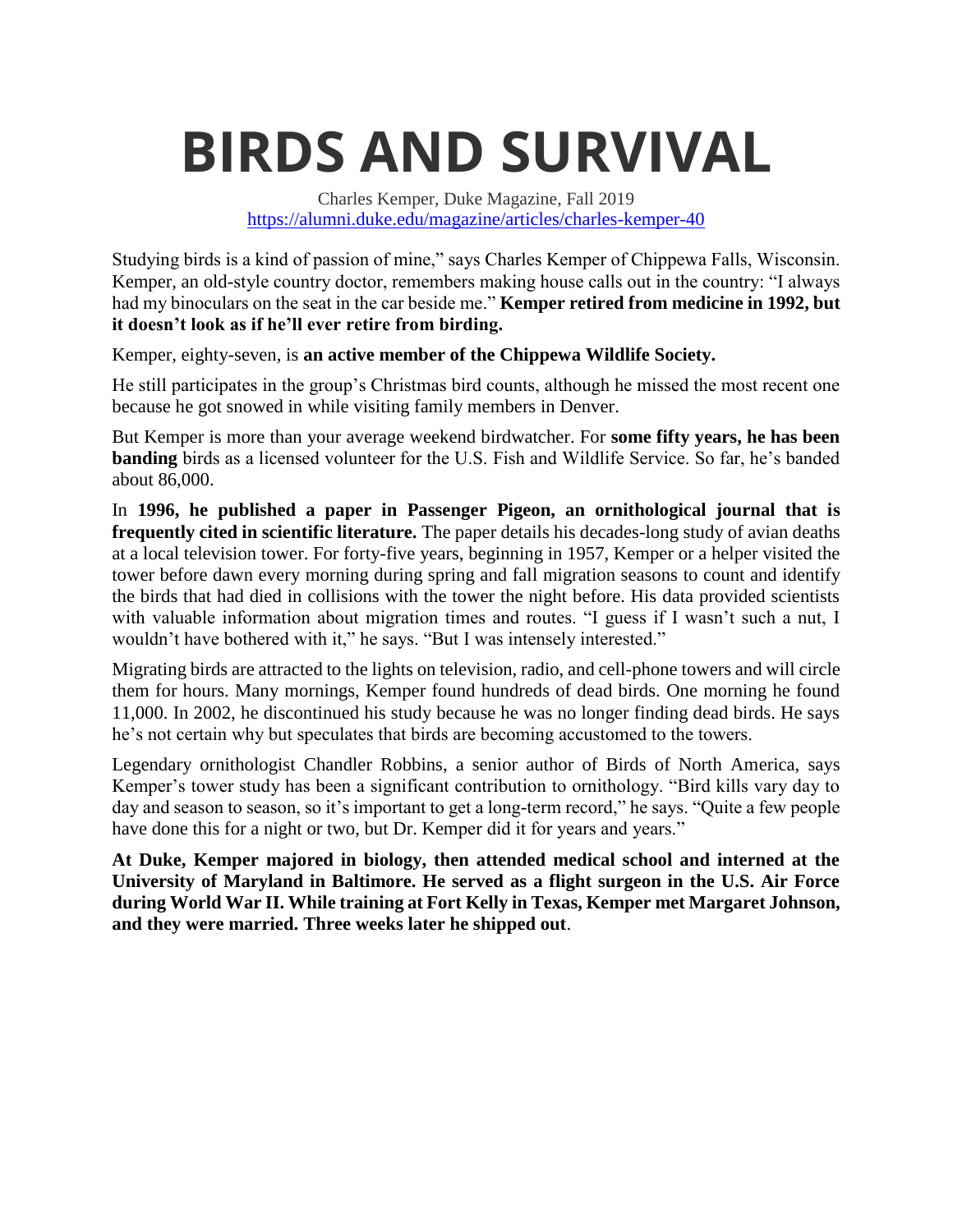# BIRDS AND SURVIVAL

Charles Kemper, Duke Magazine, Fall 2019
https://alumni.duke.edu/magazine/articles/charles-kemper-40

Studying birds is a kind of passion of mine," says Charles Kemper of Chippewa Falls, Wisconsin. Kemper, an old-style country doctor, remembers making house calls out in the country: "I always had my binoculars on the seat in the car beside me." **Kemper retired from medicine in 1992, but it doesn't look as if he'll ever retire from birding.**

Kemper, eighty-seven, is **an active member of the Chippewa Wildlife Society.**

He still participates in the group's Christmas bird counts, although he missed the most recent one because he got snowed in while visiting family members in Denver.

But Kemper is more than your average weekend birdwatcher. For **some fifty years, he has been banding** birds as a licensed volunteer for the U.S. Fish and Wildlife Service. So far, he's banded about 86,000.

In **1996, he published a paper in Passenger Pigeon, an ornithological journal that is frequently cited in scientific literature.** The paper details his decades-long study of avian deaths at a local television tower. For forty-five years, beginning in 1957, Kemper or a helper visited the tower before dawn every morning during spring and fall migration seasons to count and identify the birds that had died in collisions with the tower the night before. His data provided scientists with valuable information about migration times and routes. "I guess if I wasn't such a nut, I wouldn't have bothered with it," he says. "But I was intensely interested."

Migrating birds are attracted to the lights on television, radio, and cell-phone towers and will circle them for hours. Many mornings, Kemper found hundreds of dead birds. One morning he found 11,000. In 2002, he discontinued his study because he was no longer finding dead birds. He says he's not certain why but speculates that birds are becoming accustomed to the towers.

Legendary ornithologist Chandler Robbins, a senior author of Birds of North America, says Kemper's tower study has been a significant contribution to ornithology. "Bird kills vary day to day and season to season, so it's important to get a long-term record," he says. "Quite a few people have done this for a night or two, but Dr. Kemper did it for years and years."

**At Duke, Kemper majored in biology, then attended medical school and interned at the University of Maryland in Baltimore. He served as a flight surgeon in the U.S. Air Force during World War II. While training at Fort Kelly in Texas, Kemper met Margaret Johnson, and they were married. Three weeks later he shipped out**.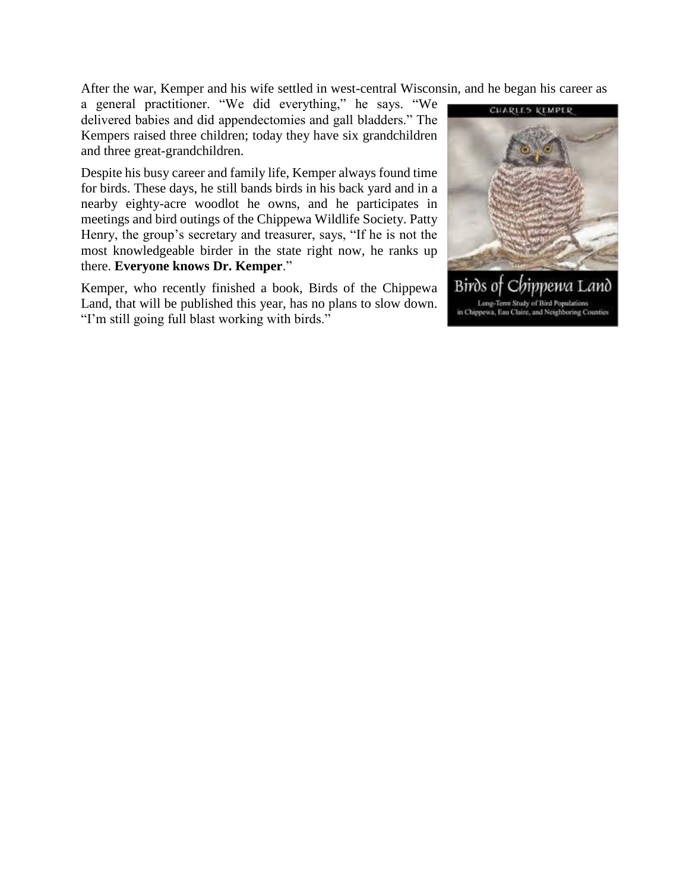After the war, Kemper and his wife settled in west-central Wisconsin, and he began his career as a general practitioner. "We did everything," he says. "We delivered babies and did appendectomies and gall bladders." The Kempers raised three children; today they have six grandchildren and three great-grandchildren.

Despite his busy career and family life, Kemper always found time for birds. These days, he still bands birds in his back yard and in a nearby eighty-acre woodlot he owns, and he participates in meetings and bird outings of the Chippewa Wildlife Society. Patty Henry, the group's secretary and treasurer, says, "If he is not the most knowledgeable birder in the state right now, he ranks up there. **Everyone knows Dr. Kemper**."

Kemper, who recently finished a book, Birds of the Chippewa Land, that will be published this year, has no plans to slow down. "I'm still going full blast working with birds."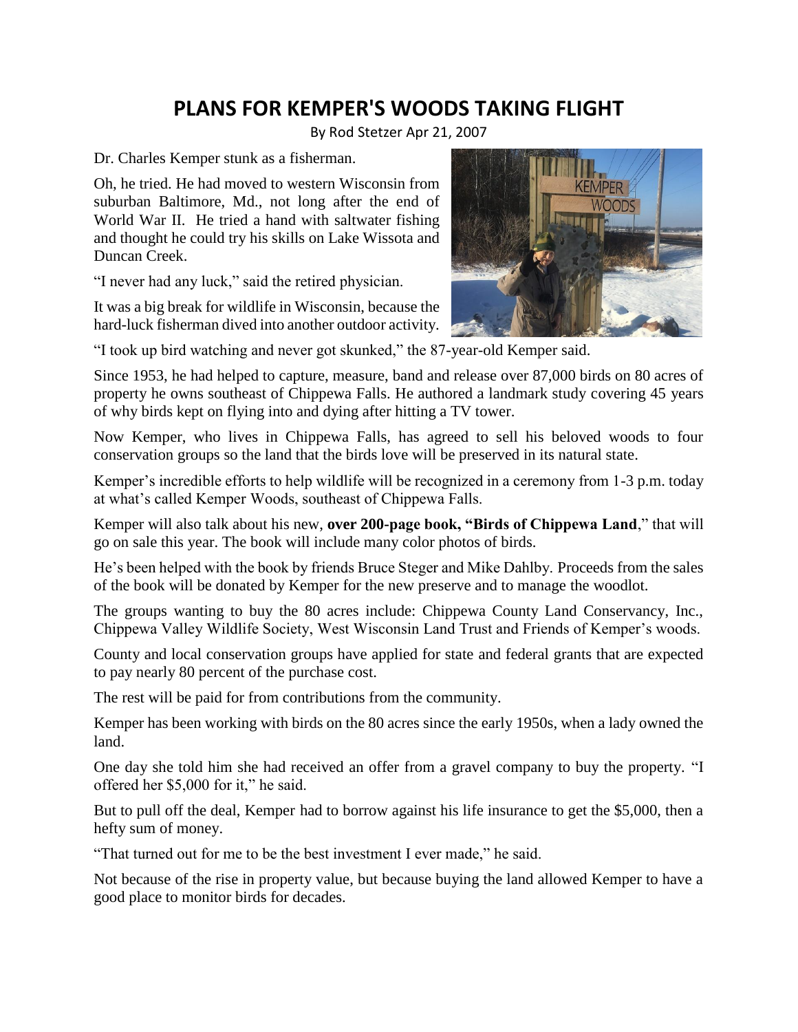# PLANS FOR KEMPER'S WOODS TAKING FLIGHT

By Rod Stetzer Apr 21, 2007

Dr. Charles Kemper stunk as a fisherman.

Oh, he tried. He had moved to western Wisconsin from suburban Baltimore, Md., not long after the end of World War II. He tried a hand with saltwater fishing and thought he could try his skills on Lake Wissota and Duncan Creek.

"I never had any luck," said the retired physician.

It was a big break for wildlife in Wisconsin, because the hard-luck fisherman dived into another outdoor activity.

"I took up bird watching and never got skunked," the 87-year-old Kemper said.

Since 1953, he had helped to capture, measure, band and release over 87,000 birds on 80 acres of property he owns southeast of Chippewa Falls. He authored a landmark study covering 45 years of why birds kept on flying into and dying after hitting a TV tower.

Now Kemper, who lives in Chippewa Falls, has agreed to sell his beloved woods to four conservation groups so the land that the birds love will be preserved in its natural state.

Kemper's incredible efforts to help wildlife will be recognized in a ceremony from 1-3 p.m. today at what's called Kemper Woods, southeast of Chippewa Falls.

Kemper will also talk about his new, **over 200-page book, "Birds of Chippewa Land**," that will go on sale this year. The book will include many color photos of birds.

He's been helped with the book by friends Bruce Steger and Mike Dahlby. Proceeds from the sales of the book will be donated by Kemper for the new preserve and to manage the woodlot.

The groups wanting to buy the 80 acres include: Chippewa County Land Conservancy, Inc., Chippewa Valley Wildlife Society, West Wisconsin Land Trust and Friends of Kemper's woods.

County and local conservation groups have applied for state and federal grants that are expected to pay nearly 80 percent of the purchase cost.

The rest will be paid for from contributions from the community.

Kemper has been working with birds on the 80 acres since the early 1950s, when a lady owned the land.

One day she told him she had received an offer from a gravel company to buy the property. "I offered her $5,000 for it," he said.

But to pull off the deal, Kemper had to borrow against his life insurance to get the $5,000, then a hefty sum of money.

"That turned out for me to be the best investment I ever made," he said.

Not because of the rise in property value, but because buying the land allowed Kemper to have a good place to monitor birds for decades.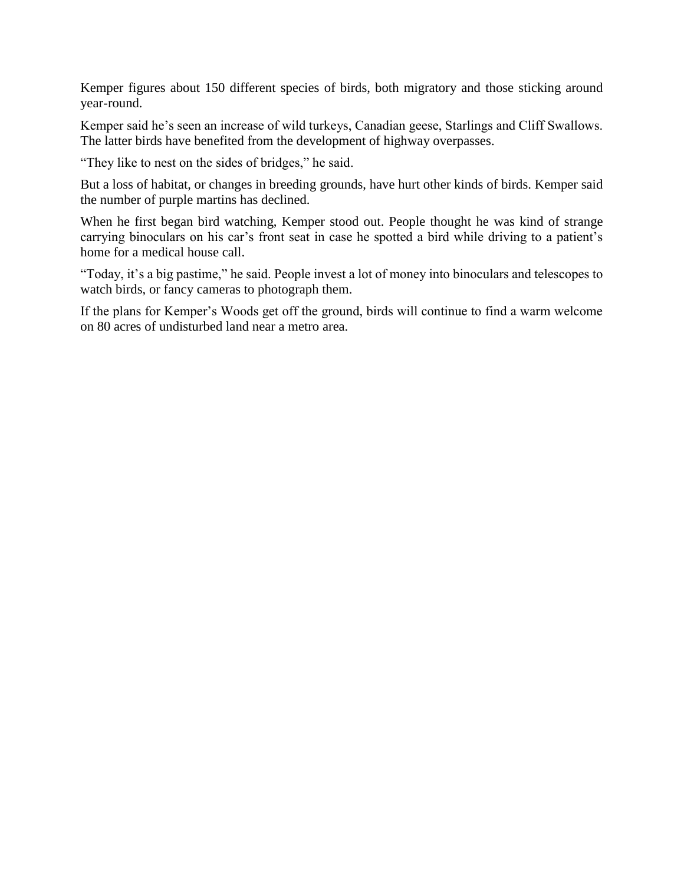Kemper figures about 150 different species of birds, both migratory and those sticking around year-round.

Kemper said he's seen an increase of wild turkeys, Canadian geese, Starlings and Cliff Swallows. The latter birds have benefited from the development of highway overpasses.

"They like to nest on the sides of bridges," he said.

But a loss of habitat, or changes in breeding grounds, have hurt other kinds of birds. Kemper said the number of purple martins has declined.

When he first began bird watching, Kemper stood out. People thought he was kind of strange carrying binoculars on his car's front seat in case he spotted a bird while driving to a patient's home for a medical house call.

"Today, it's a big pastime," he said. People invest a lot of money into binoculars and telescopes to watch birds, or fancy cameras to photograph them.

If the plans for Kemper's Woods get off the ground, birds will continue to find a warm welcome on 80 acres of undisturbed land near a metro area.